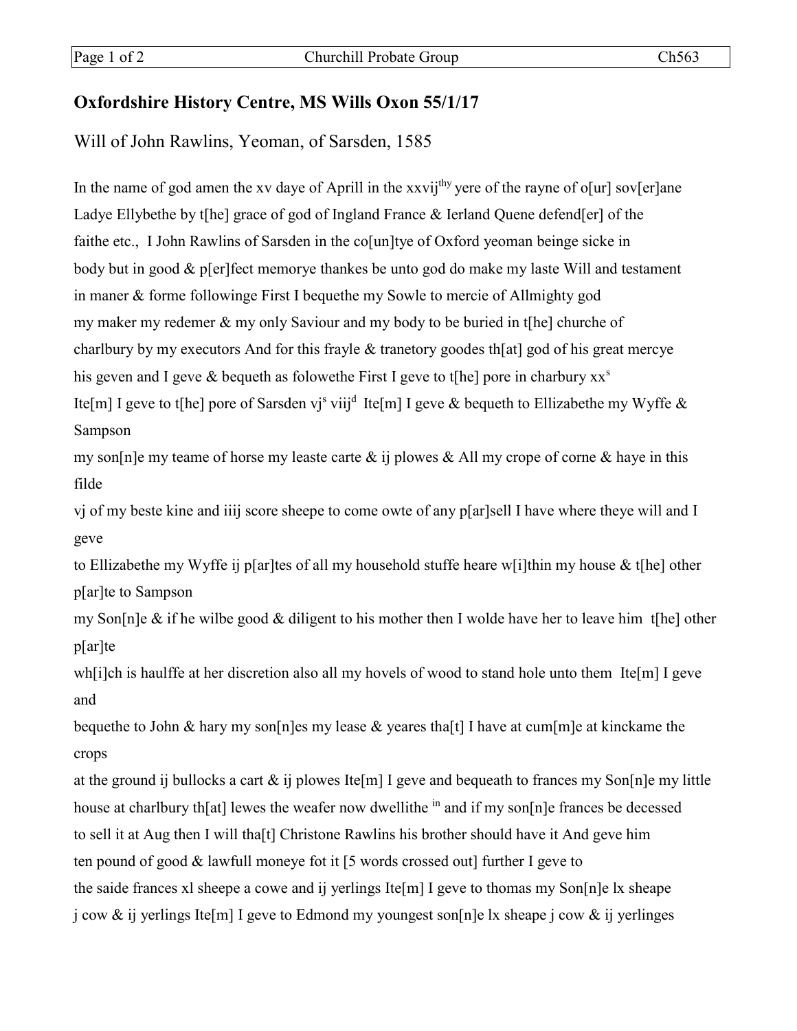## Oxfordshire History Centre, MS Wills Oxon 55/1/17

Will of John Rawlins, Yeoman, of Sarsden, 1585

In the name of god amen the xv daye of Aprill in the xxvij^thy yere of the rayne of o[ur] sov[er]ane Ladye Ellybethe by t[he] grace of god of Ingland France & Ierland Quene defend[er] of the faithe etc., I John Rawlins of Sarsden in the co[un]tye of Oxford yeoman beinge sicke in body but in good & p[er]fect memorye thankes be unto god do make my laste Will and testament in maner & forme followinge First I bequethe my Sowle to mercie of Allmighty god my maker my redemer & my only Saviour and my body to be buried in t[he] churche of charlbury by my executors And for this frayle & tranetory goodes th[at] god of his great mercye his geven and I geve & bequeth as folowethe First I geve to t[he] pore in charbury xx^s Ite[m] I geve to t[he] pore of Sarsden vj^s viij^d Ite[m] I geve & bequeth to Ellizabethe my Wyffe & Sampson my son[n]e my teame of horse my leaste carte & ij plowes & All my crope of corne & haye in this filde vj of my beste kine and iiij score sheepe to come owte of any p[ar]sell I have where theye will and I geve to Ellizabethe my Wyffe ij p[ar]tes of all my household stuffe heare w[i]thin my house & t[he] other p[ar]te to Sampson my Son[n]e & if he wilbe good & diligent to his mother then I wolde have her to leave him t[he] other p[ar]te wh[i]ch is haulffe at her discretion also all my hovels of wood to stand hole unto them Ite[m] I geve and bequethe to John & hary my son[n]es my lease & yeares tha[t] I have at cum[m]e at kinckame the crops at the ground ij bullocks a cart & ij plowes Ite[m] I geve and bequeath to frances my Son[n]e my little house at charlbury th[at] lewes the weafer now dwellithe ^in and if my son[n]e frances be decessed to sell it at Aug then I will tha[t] Christone Rawlins his brother should have it And geve him ten pound of good & lawfull moneye fot it [5 words crossed out] further I geve to the saide frances xl sheepe a cowe and ij yerlings Ite[m] I geve to thomas my Son[n]e lx sheape j cow & ij yerlings Ite[m] I geve to Edmond my youngest son[n]e lx sheape j cow & ij yerlinges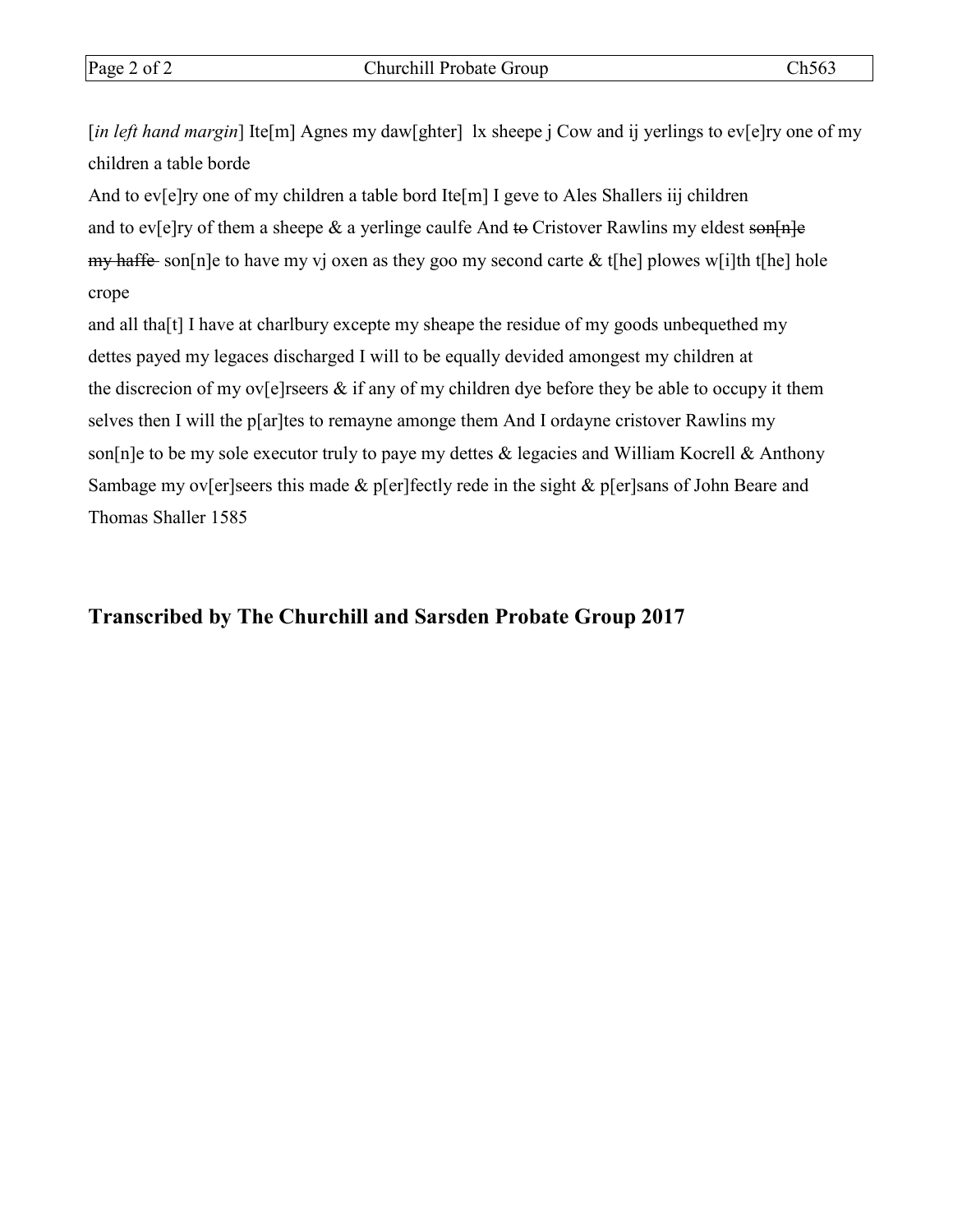[*in left hand margin*] Ite[m] Agnes my daw[ghter]  lx sheepe j Cow and ij yerlings to ev[e]ry one of my children a table borde

And to ev[e]ry one of my children a table bord Ite[m] I geve to Ales Shallers iij children and to ev[e]ry of them a sheepe & a yerlinge caulfe And ~~to~~ Cristover Rawlins my eldest ~~son[n]e my haffe~~ son[n]e to have my vj oxen as they goo my second carte & t[he] plowes w[i]th t[he] hole crope

and all tha[t] I have at charlbury excepte my sheape the residue of my goods unbequethed my dettes payed my legaces discharged I will to be equally devided amongest my children at the discrecion of my ov[e]rseers & if any of my children dye before they be able to occupy it them selves then I will the p[ar]tes to remayne amonge them And I ordayne cristover Rawlins my son[n]e to be my sole executor truly to paye my dettes & legacies and William Kocrell & Anthony Sambage my ov[er]seers this made & p[er]fectly rede in the sight & p[er]sans of John Beare and Thomas Shaller 1585

**Transcribed by The Churchill and Sarsden Probate Group 2017**